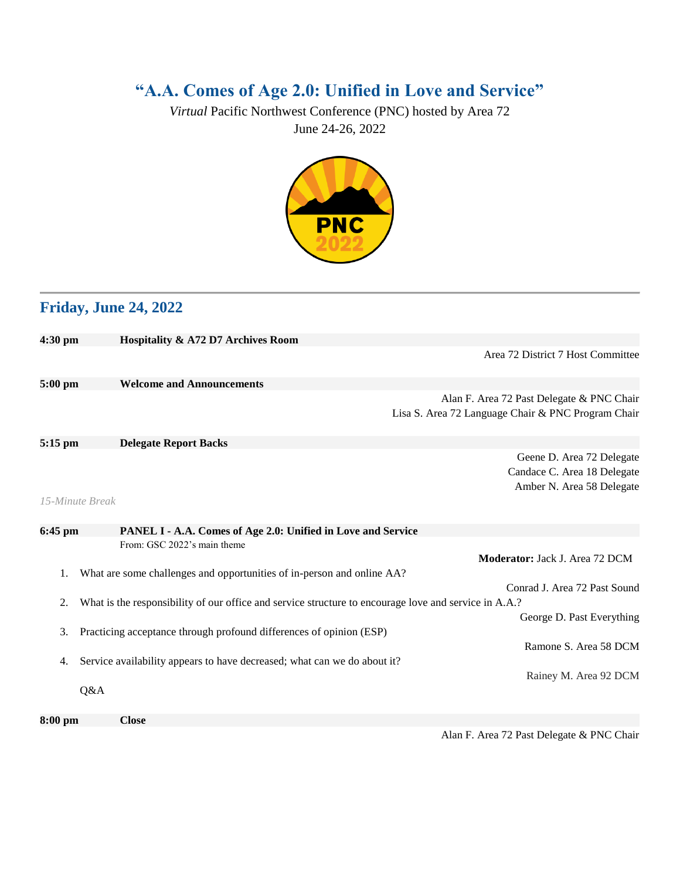# "A.A. Comes of Age 2.0: Unified in Love and Service"

*Virtual* Pacific Northwest Conference (PNC) hosted by Area 72

June 24-26, 2022

## Friday, June 24, 2022

**4:30 pm** **Hospitality & A72 D7 Archives Room**

Area 72 District 7 Host Committee

**5:00 pm** **Welcome and Announcements**

Alan F. Area 72 Past Delegate & PNC Chair

Lisa S. Area 72 Language Chair & PNC Program Chair

**5:15 pm** **Delegate Report Backs**

Geene D. Area 72 Delegate

Candace C. Area 18 Delegate

Amber N. Area 58 Delegate

*15-Minute Break*

**6:45 pm** **PANEL I - A.A. Comes of Age 2.0: Unified in Love and Service**

From: GSC 2022's main theme

**Moderator:** Jack J. Area 72 DCM

1. What are some challenges and opportunities of in-person and online AA?

   Conrad J. Area 72 Past Sound

2. What is the responsibility of our office and service structure to encourage love and service in A.A.?

   George D. Past Everything

3. Practicing acceptance through profound differences of opinion (ESP)

   Ramone S. Area 58 DCM

4. Service availability appears to have decreased; what can we do about it?

   Rainey M. Area 92 DCM

Q&A

**8:00 pm** **Close**

Alan F. Area 72 Past Delegate & PNC Chair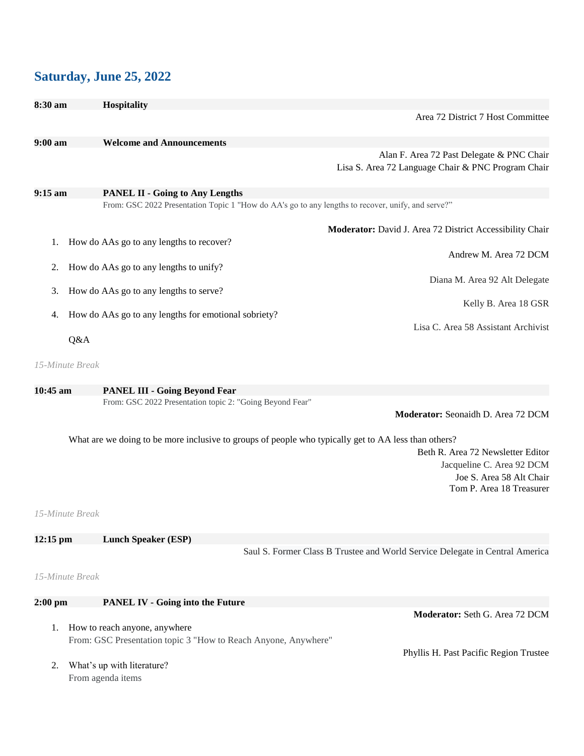## Saturday, June 25, 2022

**8:30 am** **Hospitality**

Area 72 District 7 Host Committee

**9:00 am** **Welcome and Announcements**

Alan F. Area 72 Past Delegate & PNC Chair
Lisa S. Area 72 Language Chair & PNC Program Chair

**9:15 am** **PANEL II - Going to Any Lengths**

From: GSC 2022 Presentation Topic 1 "How do AA's go to any lengths to recover, unify, and serve?"

**Moderator:** David J. Area 72 District Accessibility Chair

1. How do AAs go to any lengths to recover?
   Andrew M. Area 72 DCM
2. How do AAs go to any lengths to unify?
   Diana M. Area 92 Alt Delegate
3. How do AAs go to any lengths to serve?
   Kelly B. Area 18 GSR
4. How do AAs go to any lengths for emotional sobriety?
   Lisa C. Area 58 Assistant Archivist

Q&A

*15-Minute Break*

**10:45 am** **PANEL III - Going Beyond Fear**

From: GSC 2022 Presentation topic 2: "Going Beyond Fear"

**Moderator:** Seonaidh D. Area 72 DCM

What are we doing to be more inclusive to groups of people who typically get to AA less than others?

Beth R. Area 72 Newsletter Editor
Jacqueline C. Area 92 DCM
Joe S. Area 58 Alt Chair
Tom P. Area 18 Treasurer

*15-Minute Break*

**12:15 pm** **Lunch Speaker (ESP)**

Saul S. Former Class B Trustee and World Service Delegate in Central America

*15-Minute Break*

**2:00 pm** **PANEL IV - Going into the Future**

**Moderator:** Seth G. Area 72 DCM

1. How to reach anyone, anywhere
   From: GSC Presentation topic 3 "How to Reach Anyone, Anywhere"
   Phyllis H. Past Pacific Region Trustee
2. What's up with literature?
   From agenda items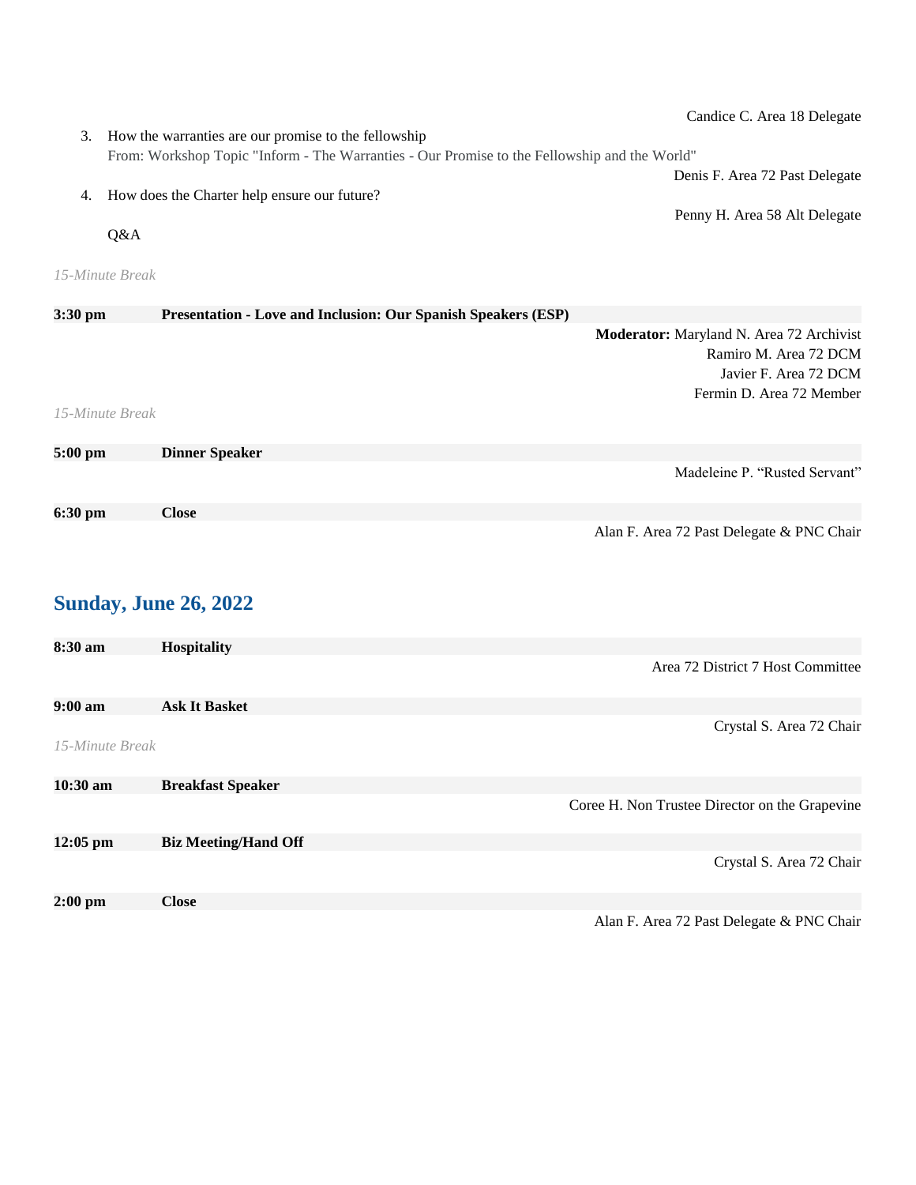Candice C. Area 18 Delegate

3. How the warranties are our promise to the fellowship
   From: Workshop Topic "Inform - The Warranties - Our Promise to the Fellowship and the World"

   Denis F. Area 72 Past Delegate

4. How does the Charter help ensure our future?

   Penny H. Area 58 Alt Delegate

   Q&A

*15-Minute Break*

**3:30 pm** **Presentation - Love and Inclusion: Our Spanish Speakers (ESP)**

**Moderator:** Maryland N. Area 72 Archivist
Ramiro M. Area 72 DCM
Javier F. Area 72 DCM
Fermin D. Area 72 Member

*15-Minute Break*

**5:00 pm** **Dinner Speaker**

Madeleine P. "Rusted Servant"

**6:30 pm** **Close**

Alan F. Area 72 Past Delegate & PNC Chair

## Sunday, June 26, 2022

**8:30 am** **Hospitality**

Area 72 District 7 Host Committee

**9:00 am** **Ask It Basket**

Crystal S. Area 72 Chair

*15-Minute Break*

**10:30 am** **Breakfast Speaker**

Coree H. Non Trustee Director on the Grapevine

**12:05 pm** **Biz Meeting/Hand Off**

Crystal S. Area 72 Chair

**2:00 pm** **Close**

Alan F. Area 72 Past Delegate & PNC Chair